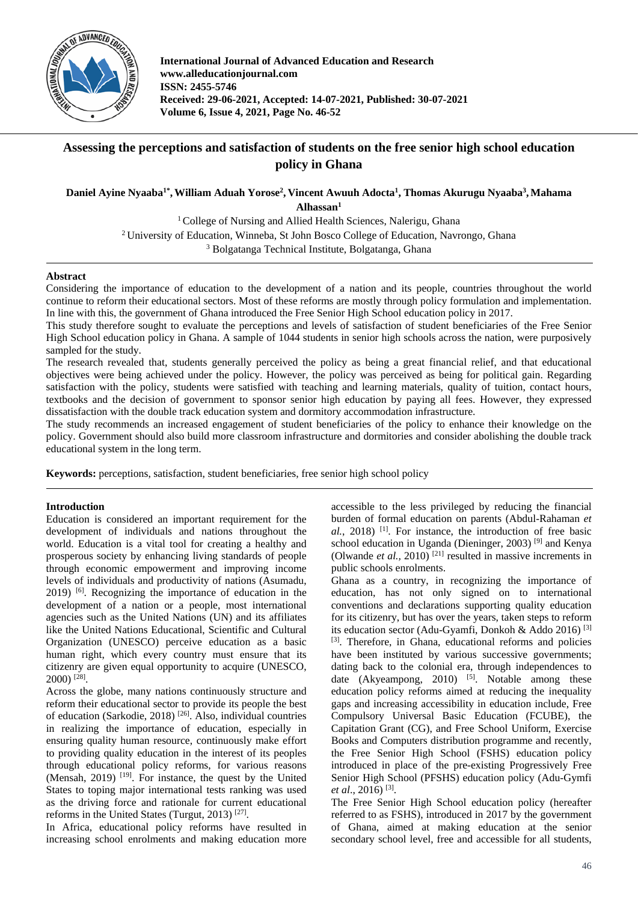International Journal of Advanced Education and Research
www.alleducationjournal.com
ISSN: 2455-5746
Received: 29-06-2021, Accepted: 14-07-2021, Published: 30-07-2021
Volume 6, Issue 4, 2021, Page No. 46-52

# Assessing the perceptions and satisfaction of students on the free senior high school education policy in Ghana

**Daniel Ayine Nyaaba[1*], William Aduah Yorose[2], Vincent Awuuh Adocta[1], Thomas Akurugu Nyaaba[3], Mahama Alhassan[1]**

[1] College of Nursing and Allied Health Sciences, Nalerigu, Ghana
[2] University of Education, Winneba, St John Bosco College of Education, Navrongo, Ghana
[3] Bolgatanga Technical Institute, Bolgatanga, Ghana

## Abstract

Considering the importance of education to the development of a nation and its people, countries throughout the world continue to reform their educational sectors. Most of these reforms are mostly through policy formulation and implementation. In line with this, the government of Ghana introduced the Free Senior High School education policy in 2017.

This study therefore sought to evaluate the perceptions and levels of satisfaction of student beneficiaries of the Free Senior High School education policy in Ghana. A sample of 1044 students in senior high schools across the nation, were purposively sampled for the study.

The research revealed that, students generally perceived the policy as being a great financial relief, and that educational objectives were being achieved under the policy. However, the policy was perceived as being for political gain. Regarding satisfaction with the policy, students were satisfied with teaching and learning materials, quality of tuition, contact hours, textbooks and the decision of government to sponsor senior high education by paying all fees. However, they expressed dissatisfaction with the double track education system and dormitory accommodation infrastructure.

The study recommends an increased engagement of student beneficiaries of the policy to enhance their knowledge on the policy. Government should also build more classroom infrastructure and dormitories and consider abolishing the double track educational system in the long term.

**Keywords:** perceptions, satisfaction, student beneficiaries, free senior high school policy

## Introduction

Education is considered an important requirement for the development of individuals and nations throughout the world. Education is a vital tool for creating a healthy and prosperous society by enhancing living standards of people through economic empowerment and improving income levels of individuals and productivity of nations (Asumadu, 2019) [6]. Recognizing the importance of education in the development of a nation or a people, most international agencies such as the United Nations (UN) and its affiliates like the United Nations Educational, Scientific and Cultural Organization (UNESCO) perceive education as a basic human right, which every country must ensure that its citizenry are given equal opportunity to acquire (UNESCO, 2000) [28].

Across the globe, many nations continuously structure and reform their educational sector to provide its people the best of education (Sarkodie, 2018) [26]. Also, individual countries in realizing the importance of education, especially in ensuring quality human resource, continuously make effort to providing quality education in the interest of its peoples through educational policy reforms, for various reasons (Mensah, 2019) [19]. For instance, the quest by the United States to toping major international tests ranking was used as the driving force and rationale for current educational reforms in the United States (Turgut, 2013) [27].

In Africa, educational policy reforms have resulted in increasing school enrolments and making education more accessible to the less privileged by reducing the financial burden of formal education on parents (Abdul-Rahaman *et al.*, 2018) [1]. For instance, the introduction of free basic school education in Uganda (Dieninger, 2003) [9] and Kenya (Olwande *et al.*, 2010) [21] resulted in massive increments in public schools enrolments.

Ghana as a country, in recognizing the importance of education, has not only signed on to international conventions and declarations supporting quality education for its citizenry, but has over the years, taken steps to reform its education sector (Adu-Gyamfi, Donkoh & Addo 2016) [3] [3]. Therefore, in Ghana, educational reforms and policies have been instituted by various successive governments; dating back to the colonial era, through independences to date (Akyeampong, 2010) [5]. Notable among these education policy reforms aimed at reducing the inequality gaps and increasing accessibility in education include, Free Compulsory Universal Basic Education (FCUBE), the Capitation Grant (CG), and Free School Uniform, Exercise Books and Computers distribution programme and recently, the Free Senior High School (FSHS) education policy introduced in place of the pre-existing Progressively Free Senior High School (PFSHS) education policy (Adu-Gymfi *et al.*, 2016) [3].

The Free Senior High School education policy (hereafter referred to as FSHS), introduced in 2017 by the government of Ghana, aimed at making education at the senior secondary school level, free and accessible for all students,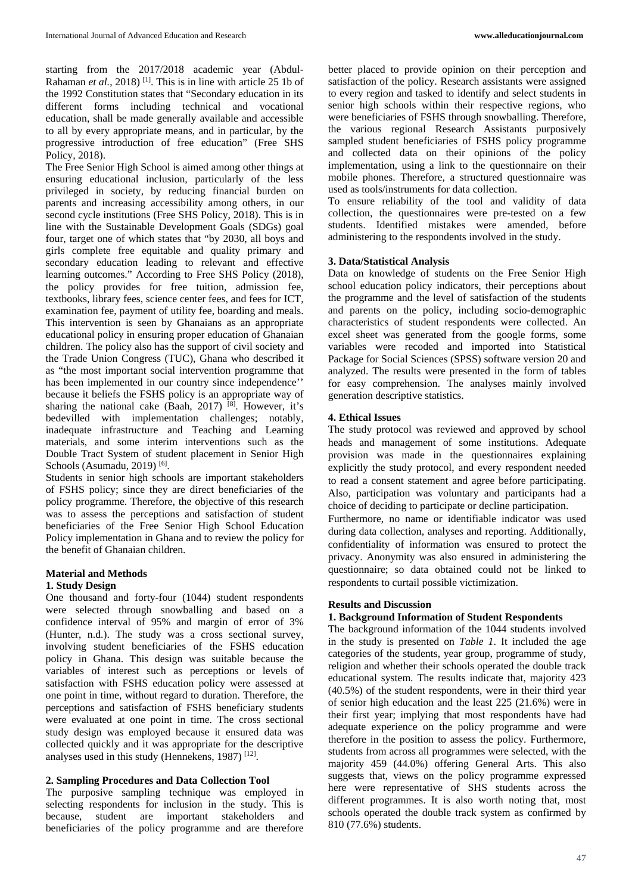starting from the 2017/2018 academic year (Abdul-Rahaman *et al.*, 2018) [1]. This is in line with article 25 1b of the 1992 Constitution states that "Secondary education in its different forms including technical and vocational education, shall be made generally available and accessible to all by every appropriate means, and in particular, by the progressive introduction of free education" (Free SHS Policy, 2018).

The Free Senior High School is aimed among other things at ensuring educational inclusion, particularly of the less privileged in society, by reducing financial burden on parents and increasing accessibility among others, in our second cycle institutions (Free SHS Policy, 2018). This is in line with the Sustainable Development Goals (SDGs) goal four, target one of which states that "by 2030, all boys and girls complete free equitable and quality primary and secondary education leading to relevant and effective learning outcomes." According to Free SHS Policy (2018), the policy provides for free tuition, admission fee, textbooks, library fees, science center fees, and fees for ICT, examination fee, payment of utility fee, boarding and meals. This intervention is seen by Ghanaians as an appropriate educational policy in ensuring proper education of Ghanaian children. The policy also has the support of civil society and the Trade Union Congress (TUC), Ghana who described it as "the most important social intervention programme that has been implemented in our country since independence'' because it beliefs the FSHS policy is an appropriate way of sharing the national cake (Baah, 2017) [8]. However, it's bedevilled with implementation challenges; notably, inadequate infrastructure and Teaching and Learning materials, and some interim interventions such as the Double Tract System of student placement in Senior High Schools (Asumadu, 2019) [6].

Students in senior high schools are important stakeholders of FSHS policy; since they are direct beneficiaries of the policy programme. Therefore, the objective of this research was to assess the perceptions and satisfaction of student beneficiaries of the Free Senior High School Education Policy implementation in Ghana and to review the policy for the benefit of Ghanaian children.

## Material and Methods

### 1. Study Design

One thousand and forty-four (1044) student respondents were selected through snowballing and based on a confidence interval of 95% and margin of error of 3% (Hunter, n.d.). The study was a cross sectional survey, involving student beneficiaries of the FSHS education policy in Ghana. This design was suitable because the variables of interest such as perceptions or levels of satisfaction with FSHS education policy were assessed at one point in time, without regard to duration. Therefore, the perceptions and satisfaction of FSHS beneficiary students were evaluated at one point in time. The cross sectional study design was employed because it ensured data was collected quickly and it was appropriate for the descriptive analyses used in this study (Hennekens, 1987) [12].

### 2. Sampling Procedures and Data Collection Tool

The purposive sampling technique was employed in selecting respondents for inclusion in the study. This is because, student are important stakeholders and beneficiaries of the policy programme and are therefore better placed to provide opinion on their perception and satisfaction of the policy. Research assistants were assigned to every region and tasked to identify and select students in senior high schools within their respective regions, who were beneficiaries of FSHS through snowballing. Therefore, the various regional Research Assistants purposively sampled student beneficiaries of FSHS policy programme and collected data on their opinions of the policy implementation, using a link to the questionnaire on their mobile phones. Therefore, a structured questionnaire was used as tools/instruments for data collection.

To ensure reliability of the tool and validity of data collection, the questionnaires were pre-tested on a few students. Identified mistakes were amended, before administering to the respondents involved in the study.

### 3. Data/Statistical Analysis

Data on knowledge of students on the Free Senior High school education policy indicators, their perceptions about the programme and the level of satisfaction of the students and parents on the policy, including socio-demographic characteristics of student respondents were collected. An excel sheet was generated from the google forms, some variables were recoded and imported into Statistical Package for Social Sciences (SPSS) software version 20 and analyzed. The results were presented in the form of tables for easy comprehension. The analyses mainly involved generation descriptive statistics.

### 4. Ethical Issues

The study protocol was reviewed and approved by school heads and management of some institutions. Adequate provision was made in the questionnaires explaining explicitly the study protocol, and every respondent needed to read a consent statement and agree before participating. Also, participation was voluntary and participants had a choice of deciding to participate or decline participation.

Furthermore, no name or identifiable indicator was used during data collection, analyses and reporting. Additionally, confidentiality of information was ensured to protect the privacy. Anonymity was also ensured in administering the questionnaire; so data obtained could not be linked to respondents to curtail possible victimization.

## Results and Discussion

### 1. Background Information of Student Respondents

The background information of the 1044 students involved in the study is presented on *Table 1*. It included the age categories of the students, year group, programme of study, religion and whether their schools operated the double track educational system. The results indicate that, majority 423 (40.5%) of the student respondents, were in their third year of senior high education and the least 225 (21.6%) were in their first year; implying that most respondents have had adequate experience on the policy programme and were therefore in the position to assess the policy. Furthermore, students from across all programmes were selected, with the majority 459 (44.0%) offering General Arts. This also suggests that, views on the policy programme expressed here were representative of SHS students across the different programmes. It is also worth noting that, most schools operated the double track system as confirmed by 810 (77.6%) students.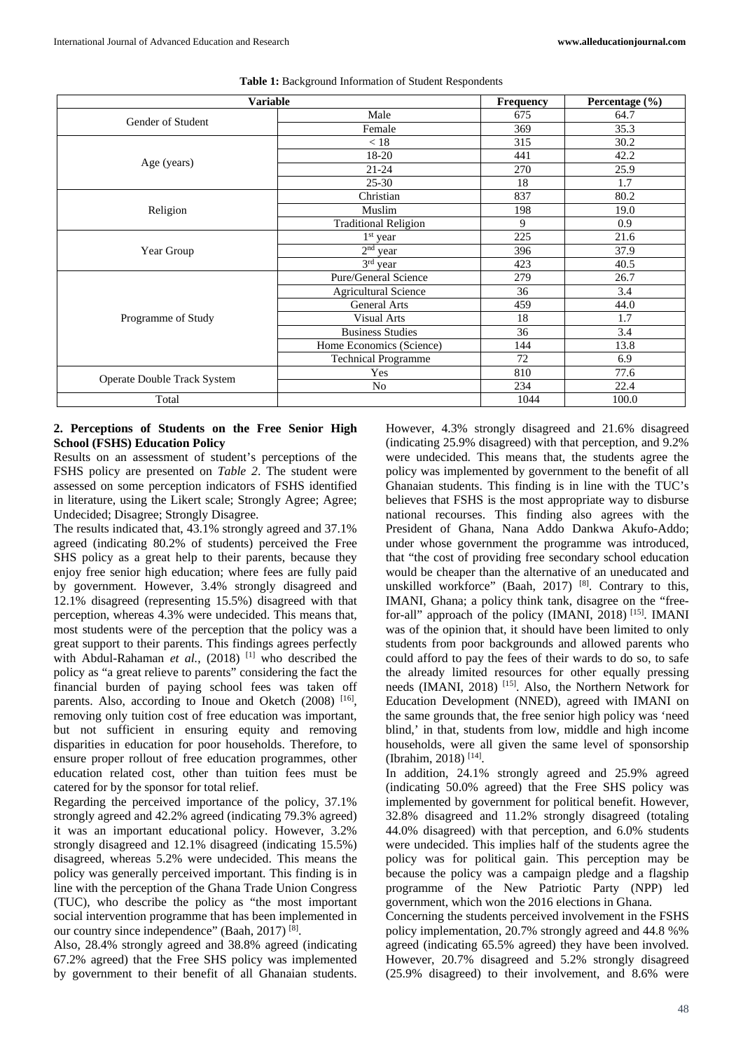**Table 1:** Background Information of Student Respondents

| Variable | | Frequency | Percentage (%) |
|---|---|---|---|
| Gender of Student | Male | 675 | 64.7 |
| | Female | 369 | 35.3 |
| Age (years) | < 18 | 315 | 30.2 |
| | 18-20 | 441 | 42.2 |
| | 21-24 | 270 | 25.9 |
| | 25-30 | 18 | 1.7 |
| Religion | Christian | 837 | 80.2 |
| | Muslim | 198 | 19.0 |
| | Traditional Religion | 9 | 0.9 |
| Year Group | 1st year | 225 | 21.6 |
| | 2nd year | 396 | 37.9 |
| | 3rd year | 423 | 40.5 |
| Programme of Study | Pure/General Science | 279 | 26.7 |
| | Agricultural Science | 36 | 3.4 |
| | General Arts | 459 | 44.0 |
| | Visual Arts | 18 | 1.7 |
| | Business Studies | 36 | 3.4 |
| | Home Economics (Science) | 144 | 13.8 |
| | Technical Programme | 72 | 6.9 |
| Operate Double Track System | Yes | 810 | 77.6 |
| | No | 234 | 22.4 |
| Total | | 1044 | 100.0 |

**2. Perceptions of Students on the Free Senior High School (FSHS) Education Policy**

Results on an assessment of student's perceptions of the FSHS policy are presented on *Table 2*. The student were assessed on some perception indicators of FSHS identified in literature, using the Likert scale; Strongly Agree; Agree; Undecided; Disagree; Strongly Disagree.

The results indicated that, 43.1% strongly agreed and 37.1% agreed (indicating 80.2% of students) perceived the Free SHS policy as a great help to their parents, because they enjoy free senior high education; where fees are fully paid by government. However, 3.4% strongly disagreed and 12.1% disagreed (representing 15.5%) disagreed with that perception, whereas 4.3% were undecided. This means that, most students were of the perception that the policy was a great support to their parents. This findings agrees perfectly with Abdul-Rahaman *et al.*, (2018) [1] who described the policy as "a great relieve to parents" considering the fact the financial burden of paying school fees was taken off parents. Also, according to Inoue and Oketch (2008) [16], removing only tuition cost of free education was important, but not sufficient in ensuring equity and removing disparities in education for poor households. Therefore, to ensure proper rollout of free education programmes, other education related cost, other than tuition fees must be catered for by the sponsor for total relief.

Regarding the perceived importance of the policy, 37.1% strongly agreed and 42.2% agreed (indicating 79.3% agreed) it was an important educational policy. However, 3.2% strongly disagreed and 12.1% disagreed (indicating 15.5%) disagreed, whereas 5.2% were undecided. This means the policy was generally perceived important. This finding is in line with the perception of the Ghana Trade Union Congress (TUC), who describe the policy as "the most important social intervention programme that has been implemented in our country since independence" (Baah, 2017) [8].

Also, 28.4% strongly agreed and 38.8% agreed (indicating 67.2% agreed) that the Free SHS policy was implemented by government to their benefit of all Ghanaian students. However, 4.3% strongly disagreed and 21.6% disagreed (indicating 25.9% disagreed) with that perception, and 9.2% were undecided. This means that, the students agree the policy was implemented by government to the benefit of all Ghanaian students. This finding is in line with the TUC's believes that FSHS is the most appropriate way to disburse national recourses. This finding also agrees with the President of Ghana, Nana Addo Dankwa Akufo-Addo; under whose government the programme was introduced, that "the cost of providing free secondary school education would be cheaper than the alternative of an uneducated and unskilled workforce" (Baah, 2017) [8]. Contrary to this, IMANI, Ghana; a policy think tank, disagree on the "free-for-all" approach of the policy (IMANI, 2018) [15]. IMANI was of the opinion that, it should have been limited to only students from poor backgrounds and allowed parents who could afford to pay the fees of their wards to do so, to safe the already limited resources for other equally pressing needs (IMANI, 2018) [15]. Also, the Northern Network for Education Development (NNED), agreed with IMANI on the same grounds that, the free senior high policy was 'need blind,' in that, students from low, middle and high income households, were all given the same level of sponsorship (Ibrahim, 2018) [14].

In addition, 24.1% strongly agreed and 25.9% agreed (indicating 50.0% agreed) that the Free SHS policy was implemented by government for political benefit. However, 32.8% disagreed and 11.2% strongly disagreed (totaling 44.0% disagreed) with that perception, and 6.0% students were undecided. This implies half of the students agree the policy was for political gain. This perception may be because the policy was a campaign pledge and a flagship programme of the New Patriotic Party (NPP) led government, which won the 2016 elections in Ghana.

Concerning the students perceived involvement in the FSHS policy implementation, 20.7% strongly agreed and 44.8 %% agreed (indicating 65.5% agreed) they have been involved. However, 20.7% disagreed and 5.2% strongly disagreed (25.9% disagreed) to their involvement, and 8.6% were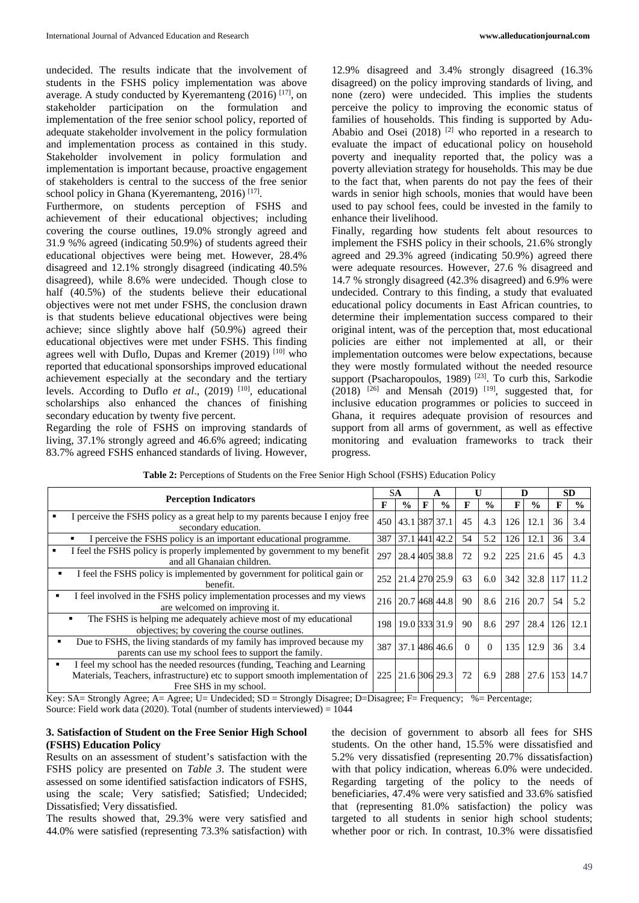undecided. The results indicate that the involvement of students in the FSHS policy implementation was above average. A study conducted by Kyeremanteng (2016) [17], on stakeholder participation on the formulation and implementation of the free senior school policy, reported of adequate stakeholder involvement in the policy formulation and implementation process as contained in this study. Stakeholder involvement in policy formulation and implementation is important because, proactive engagement of stakeholders is central to the success of the free senior school policy in Ghana (Kyeremanteng, 2016) [17].

Furthermore, on students perception of FSHS and achievement of their educational objectives; including covering the course outlines, 19.0% strongly agreed and 31.9 %% agreed (indicating 50.9%) of students agreed their educational objectives were being met. However, 28.4% disagreed and 12.1% strongly disagreed (indicating 40.5% disagreed), while 8.6% were undecided. Though close to half (40.5%) of the students believe their educational objectives were not met under FSHS, the conclusion drawn is that students believe educational objectives were being achieve; since slightly above half (50.9%) agreed their educational objectives were met under FSHS. This finding agrees well with Duflo, Dupas and Kremer (2019) [10] who reported that educational sponsorships improved educational achievement especially at the secondary and the tertiary levels. According to Duflo *et al*., (2019) [10], educational scholarships also enhanced the chances of finishing secondary education by twenty five percent.

Regarding the role of FSHS on improving standards of living, 37.1% strongly agreed and 46.6% agreed; indicating 83.7% agreed FSHS enhanced standards of living. However, 12.9% disagreed and 3.4% strongly disagreed (16.3% disagreed) on the policy improving standards of living, and none (zero) were undecided. This implies the students perceive the policy to improving the economic status of families of households. This finding is supported by Adu-Ababio and Osei (2018) [2] who reported in a research to evaluate the impact of educational policy on household poverty and inequality reported that, the policy was a poverty alleviation strategy for households. This may be due to the fact that, when parents do not pay the fees of their wards in senior high schools, monies that would have been used to pay school fees, could be invested in the family to enhance their livelihood.

Finally, regarding how students felt about resources to implement the FSHS policy in their schools, 21.6% strongly agreed and 29.3% agreed (indicating 50.9%) agreed there were adequate resources. However, 27.6 % disagreed and 14.7 % strongly disagreed (42.3% disagreed) and 6.9% were undecided. Contrary to this finding, a study that evaluated educational policy documents in East African countries, to determine their implementation success compared to their original intent, was of the perception that, most educational policies are either not implemented at all, or their implementation outcomes were below expectations, because they were mostly formulated without the needed resource support (Psacharopoulos, 1989) [23]. To curb this, Sarkodie (2018) [26] and Mensah (2019) [19], suggested that, for inclusive education programmes or policies to succeed in Ghana, it requires adequate provision of resources and support from all arms of government, as well as effective monitoring and evaluation frameworks to track their progress.

**Table 2:** Perceptions of Students on the Free Senior High School (FSHS) Education Policy

| Perception Indicators | SA | | A | | U | | D | | SD | |
|---|---|---|---|---|---|---|---|---|---|---|
| | F | % | F | % | F | % | F | % | F | % |
| ▪ I perceive the FSHS policy as a great help to my parents because I enjoy free secondary education. | 450 | 43.1 | 387 | 37.1 | 45 | 4.3 | 126 | 12.1 | 36 | 3.4 |
| ▪ I perceive the FSHS policy is an important educational programme. | 387 | 37.1 | 441 | 42.2 | 54 | 5.2 | 126 | 12.1 | 36 | 3.4 |
| ▪ I feel the FSHS policy is properly implemented by government to my benefit and all Ghanaian children. | 297 | 28.4 | 405 | 38.8 | 72 | 9.2 | 225 | 21.6 | 45 | 4.3 |
| ▪ I feel the FSHS policy is implemented by government for political gain or benefit. | 252 | 21.4 | 270 | 25.9 | 63 | 6.0 | 342 | 32.8 | 117 | 11.2 |
| ▪ I feel involved in the FSHS policy implementation processes and my views are welcomed on improving it. | 216 | 20.7 | 468 | 44.8 | 90 | 8.6 | 216 | 20.7 | 54 | 5.2 |
| ▪ The FSHS is helping me adequately achieve most of my educational objectives; by covering the course outlines. | 198 | 19.0 | 333 | 31.9 | 90 | 8.6 | 297 | 28.4 | 126 | 12.1 |
| ▪ Due to FSHS, the living standards of my family has improved because my parents can use my school fees to support the family. | 387 | 37.1 | 486 | 46.6 | 0 | 0 | 135 | 12.9 | 36 | 3.4 |
| ▪ I feel my school has the needed resources (funding, Teaching and Learning Materials, Teachers, infrastructure) etc to support smooth implementation of Free SHS in my school. | 225 | 21.6 | 306 | 29.3 | 72 | 6.9 | 288 | 27.6 | 153 | 14.7 |

Key: SA= Strongly Agree; A= Agree; U= Undecided; SD = Strongly Disagree; D=Disagree; F= Frequency; %= Percentage;
Source: Field work data (2020). Total (number of students interviewed) = 1044

### 3. Satisfaction of Student on the Free Senior High School (FSHS) Education Policy

Results on an assessment of student's satisfaction with the FSHS policy are presented on *Table 3*. The student were assessed on some identified satisfaction indicators of FSHS, using the scale; Very satisfied; Satisfied; Undecided; Dissatisfied; Very dissatisfied.

The results showed that, 29.3% were very satisfied and 44.0% were satisfied (representing 73.3% satisfaction) with the decision of government to absorb all fees for SHS students. On the other hand, 15.5% were dissatisfied and 5.2% very dissatisfied (representing 20.7% dissatisfaction) with that policy indication, whereas 6.0% were undecided. Regarding targeting of the policy to the needs of beneficiaries, 47.4% were very satisfied and 33.6% satisfied that (representing 81.0% satisfaction) the policy was targeted to all students in senior high school students; whether poor or rich. In contrast, 10.3% were dissatisfied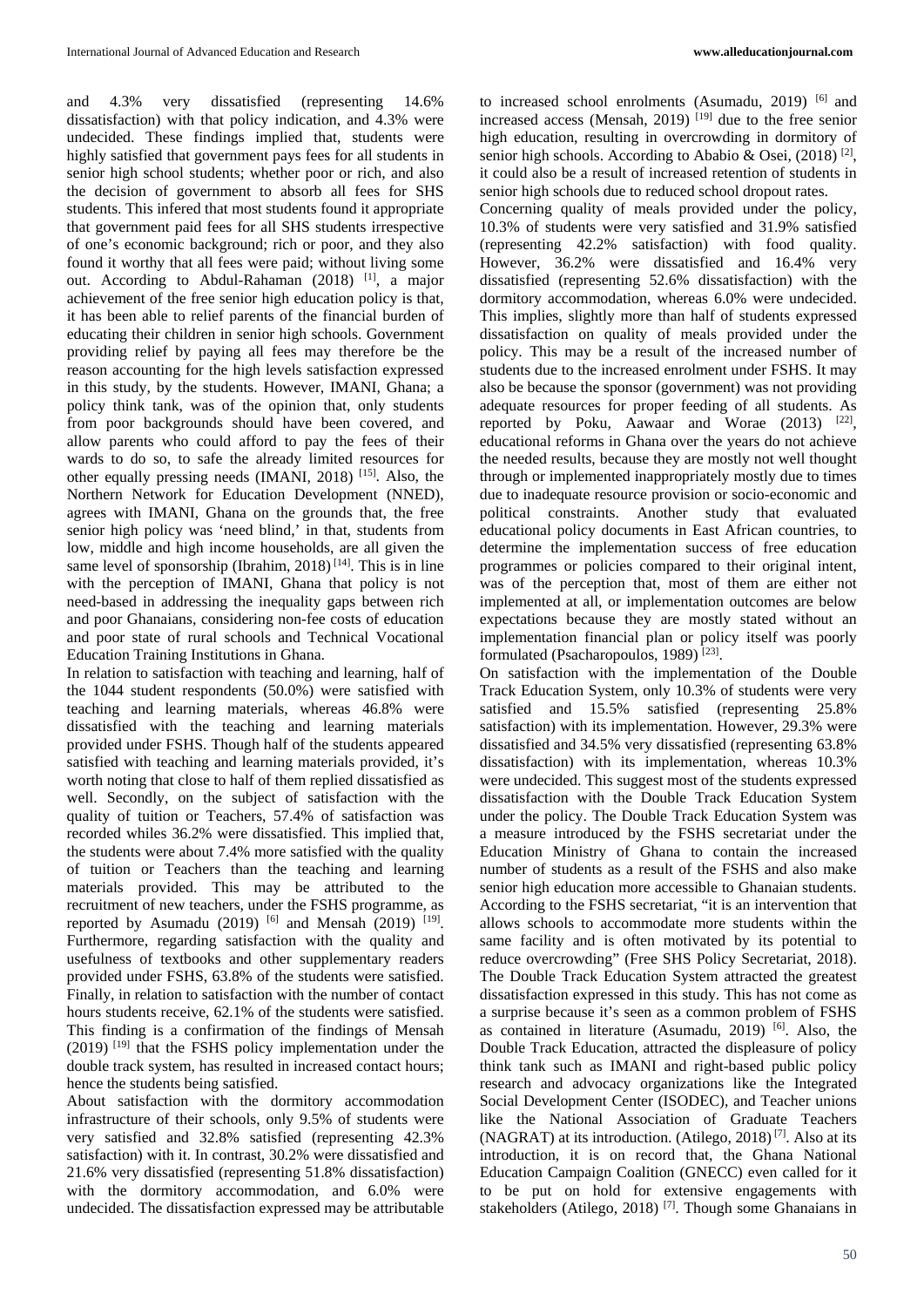and 4.3% very dissatisfied (representing 14.6% dissatisfaction) with that policy indication, and 4.3% were undecided. These findings implied that, students were highly satisfied that government pays fees for all students in senior high school students; whether poor or rich, and also the decision of government to absorb all fees for SHS students. This infered that most students found it appropriate that government paid fees for all SHS students irrespective of one's economic background; rich or poor, and they also found it worthy that all fees were paid; without living some out. According to Abdul-Rahaman (2018) [1], a major achievement of the free senior high education policy is that, it has been able to relief parents of the financial burden of educating their children in senior high schools. Government providing relief by paying all fees may therefore be the reason accounting for the high levels satisfaction expressed in this study, by the students. However, IMANI, Ghana; a policy think tank, was of the opinion that, only students from poor backgrounds should have been covered, and allow parents who could afford to pay the fees of their wards to do so, to safe the already limited resources for other equally pressing needs (IMANI, 2018) [15]. Also, the Northern Network for Education Development (NNED), agrees with IMANI, Ghana on the grounds that, the free senior high policy was 'need blind,' in that, students from low, middle and high income households, are all given the same level of sponsorship (Ibrahim, 2018) [14]. This is in line with the perception of IMANI, Ghana that policy is not need-based in addressing the inequality gaps between rich and poor Ghanaians, considering non-fee costs of education and poor state of rural schools and Technical Vocational Education Training Institutions in Ghana.

In relation to satisfaction with teaching and learning, half of the 1044 student respondents (50.0%) were satisfied with teaching and learning materials, whereas 46.8% were dissatisfied with the teaching and learning materials provided under FSHS. Though half of the students appeared satisfied with teaching and learning materials provided, it's worth noting that close to half of them replied dissatisfied as well. Secondly, on the subject of satisfaction with the quality of tuition or Teachers, 57.4% of satisfaction was recorded whiles 36.2% were dissatisfied. This implied that, the students were about 7.4% more satisfied with the quality of tuition or Teachers than the teaching and learning materials provided. This may be attributed to the recruitment of new teachers, under the FSHS programme, as reported by Asumadu (2019) [6] and Mensah (2019) [19]. Furthermore, regarding satisfaction with the quality and usefulness of textbooks and other supplementary readers provided under FSHS, 63.8% of the students were satisfied. Finally, in relation to satisfaction with the number of contact hours students receive, 62.1% of the students were satisfied. This finding is a confirmation of the findings of Mensah (2019) [19] that the FSHS policy implementation under the double track system, has resulted in increased contact hours; hence the students being satisfied.

About satisfaction with the dormitory accommodation infrastructure of their schools, only 9.5% of students were very satisfied and 32.8% satisfied (representing 42.3% satisfaction) with it. In contrast, 30.2% were dissatisfied and 21.6% very dissatisfied (representing 51.8% dissatisfaction) with the dormitory accommodation, and 6.0% were undecided. The dissatisfaction expressed may be attributable to increased school enrolments (Asumadu, 2019) [6] and increased access (Mensah, 2019) [19] due to the free senior high education, resulting in overcrowding in dormitory of senior high schools. According to Ababio & Osei, (2018) [2], it could also be a result of increased retention of students in senior high schools due to reduced school dropout rates.

Concerning quality of meals provided under the policy, 10.3% of students were very satisfied and 31.9% satisfied (representing 42.2% satisfaction) with food quality. However, 36.2% were dissatisfied and 16.4% very dissatisfied (representing 52.6% dissatisfaction) with the dormitory accommodation, whereas 6.0% were undecided. This implies, slightly more than half of students expressed dissatisfaction on quality of meals provided under the policy. This may be a result of the increased number of students due to the increased enrolment under FSHS. It may also be because the sponsor (government) was not providing adequate resources for proper feeding of all students. As reported by Poku, Aawaar and Worae (2013) [22], educational reforms in Ghana over the years do not achieve the needed results, because they are mostly not well thought through or implemented inappropriately mostly due to times due to inadequate resource provision or socio-economic and political constraints. Another study that evaluated educational policy documents in East African countries, to determine the implementation success of free education programmes or policies compared to their original intent, was of the perception that, most of them are either not implemented at all, or implementation outcomes are below expectations because they are mostly stated without an implementation financial plan or policy itself was poorly formulated (Psacharopoulos, 1989) [23].

On satisfaction with the implementation of the Double Track Education System, only 10.3% of students were very satisfied and 15.5% satisfied (representing 25.8% satisfaction) with its implementation. However, 29.3% were dissatisfied and 34.5% very dissatisfied (representing 63.8% dissatisfaction) with its implementation, whereas 10.3% were undecided. This suggest most of the students expressed dissatisfaction with the Double Track Education System under the policy. The Double Track Education System was a measure introduced by the FSHS secretariat under the Education Ministry of Ghana to contain the increased number of students as a result of the FSHS and also make senior high education more accessible to Ghanaian students. According to the FSHS secretariat, "it is an intervention that allows schools to accommodate more students within the same facility and is often motivated by its potential to reduce overcrowding" (Free SHS Policy Secretariat, 2018). The Double Track Education System attracted the greatest dissatisfaction expressed in this study. This has not come as a surprise because it's seen as a common problem of FSHS as contained in literature (Asumadu, 2019) [6]. Also, the Double Track Education, attracted the displeasure of policy think tank such as IMANI and right-based public policy research and advocacy organizations like the Integrated Social Development Center (ISODEC), and Teacher unions like the National Association of Graduate Teachers (NAGRAT) at its introduction. (Atilego, 2018) [7]. Also at its introduction, it is on record that, the Ghana National Education Campaign Coalition (GNECC) even called for it to be put on hold for extensive engagements with stakeholders (Atilego, 2018) [7]. Though some Ghanaians in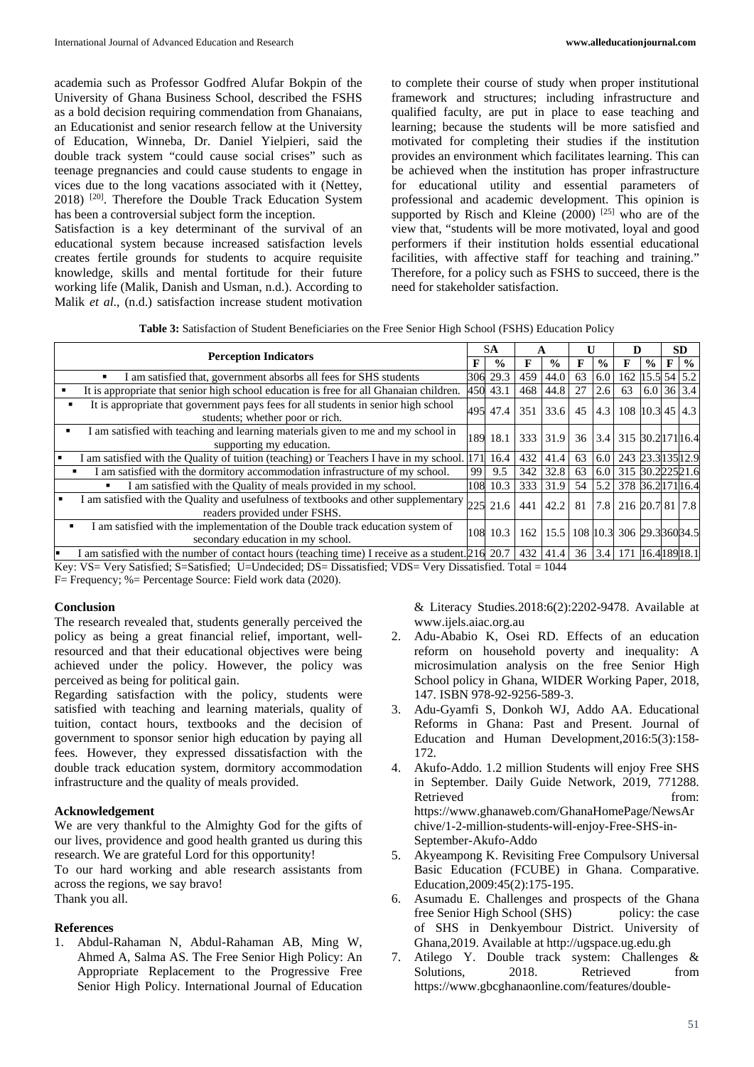academia such as Professor Godfred Alufar Bokpin of the University of Ghana Business School, described the FSHS as a bold decision requiring commendation from Ghanaians, an Educationist and senior research fellow at the University of Education, Winneba, Dr. Daniel Yielpieri, said the double track system "could cause social crises" such as teenage pregnancies and could cause students to engage in vices due to the long vacations associated with it (Nettey, 2018) [20]. Therefore the Double Track Education System has been a controversial subject form the inception.

Satisfaction is a key determinant of the survival of an educational system because increased satisfaction levels creates fertile grounds for students to acquire requisite knowledge, skills and mental fortitude for their future working life (Malik, Danish and Usman, n.d.). According to Malik *et al*., (n.d.) satisfaction increase student motivation to complete their course of study when proper institutional framework and structures; including infrastructure and qualified faculty, are put in place to ease teaching and learning; because the students will be more satisfied and motivated for completing their studies if the institution provides an environment which facilitates learning. This can be achieved when the institution has proper infrastructure for educational utility and essential parameters of professional and academic development. This opinion is supported by Risch and Kleine (2000) [25] who are of the view that, "students will be more motivated, loyal and good performers if their institution holds essential educational facilities, with affective staff for teaching and training." Therefore, for a policy such as FSHS to succeed, there is the need for stakeholder satisfaction.

**Table 3:** Satisfaction of Student Beneficiaries on the Free Senior High School (FSHS) Education Policy

| Perception Indicators | SA | | A | | U | | D | | SD | |
|---|---|---|---|---|---|---|---|---|---|---|
| | F | % | F | % | F | % | F | % | F | % |
| ▪ I am satisfied that, government absorbs all fees for SHS students | 306 | 29.3 | 459 | 44.0 | 63 | 6.0 | 162 | 15.5 | 54 | 5.2 |
| ▪ It is appropriate that senior high school education is free for all Ghanaian children. | 450 | 43.1 | 468 | 44.8 | 27 | 2.6 | 63 | 6.0 | 36 | 3.4 |
| ▪ It is appropriate that government pays fees for all students in senior high school students; whether poor or rich. | 495 | 47.4 | 351 | 33.6 | 45 | 4.3 | 108 | 10.3 | 45 | 4.3 |
| ▪ I am satisfied with teaching and learning materials given to me and my school in supporting my education. | 189 | 18.1 | 333 | 31.9 | 36 | 3.4 | 315 | 30.2 | 171 | 16.4 |
| ▪ I am satisfied with the Quality of tuition (teaching) or Teachers I have in my school. | 171 | 16.4 | 432 | 41.4 | 63 | 6.0 | 243 | 23.3 | 135 | 12.9 |
| ▪ I am satisfied with the dormitory accommodation infrastructure of my school. | 99 | 9.5 | 342 | 32.8 | 63 | 6.0 | 315 | 30.2 | 225 | 21.6 |
| ▪ I am satisfied with the Quality of meals provided in my school. | 108 | 10.3 | 333 | 31.9 | 54 | 5.2 | 378 | 36.2 | 171 | 16.4 |
| ▪ I am satisfied with the Quality and usefulness of textbooks and other supplementary readers provided under FSHS. | 225 | 21.6 | 441 | 42.2 | 81 | 7.8 | 216 | 20.7 | 81 | 7.8 |
| ▪ I am satisfied with the implementation of the Double track education system of secondary education in my school. | 108 | 10.3 | 162 | 15.5 | 108 | 10.3 | 306 | 29.3 | 360 | 34.5 |
| ▪ I am satisfied with the number of contact hours (teaching time) I receive as a student. | 216 | 20.7 | 432 | 41.4 | 36 | 3.4 | 171 | 16.4 | 189 | 18.1 |

Key: VS= Very Satisfied; S=Satisfied; U=Undecided; DS= Dissatisfied; VDS= Very Dissatisfied. Total = 1044
F= Frequency; %= Percentage Source: Field work data (2020).

## Conclusion

The research revealed that, students generally perceived the policy as being a great financial relief, important, well-resourced and that their educational objectives were being achieved under the policy. However, the policy was perceived as being for political gain.

Regarding satisfaction with the policy, students were satisfied with teaching and learning materials, quality of tuition, contact hours, textbooks and the decision of government to sponsor senior high education by paying all fees. However, they expressed dissatisfaction with the double track education system, dormitory accommodation infrastructure and the quality of meals provided.

## Acknowledgement

We are very thankful to the Almighty God for the gifts of our lives, providence and good health granted us during this research. We are grateful Lord for this opportunity!

To our hard working and able research assistants from across the regions, we say bravo!

Thank you all.

## References

1. Abdul-Rahaman N, Abdul-Rahaman AB, Ming W, Ahmed A, Salma AS. The Free Senior High Policy: An Appropriate Replacement to the Progressive Free Senior High Policy. International Journal of Education & Literacy Studies.2018:6(2):2202-9478. Available at www.ijels.aiac.org.au
2. Adu-Ababio K, Osei RD. Effects of an education reform on household poverty and inequality: A microsimulation analysis on the free Senior High School policy in Ghana, WIDER Working Paper, 2018, 147. ISBN 978-92-9256-589-3.
3. Adu-Gyamfi S, Donkoh WJ, Addo AA. Educational Reforms in Ghana: Past and Present. Journal of Education and Human Development,2016:5(3):158-172.
4. Akufo-Addo. 1.2 million Students will enjoy Free SHS in September. Daily Guide Network, 2019, 771288. Retrieved from: https://www.ghanaweb.com/GhanaHomePage/NewsArchive/1-2-million-students-will-enjoy-Free-SHS-in-September-Akufo-Addo
5. Akyeampong K. Revisiting Free Compulsory Universal Basic Education (FCUBE) in Ghana. Comparative. Education,2009:45(2):175-195.
6. Asumadu E. Challenges and prospects of the Ghana free Senior High School (SHS) policy: the case of SHS in Denkyembour District. University of Ghana,2019. Available at http://ugspace.ug.edu.gh
7. Atilego Y. Double track system: Challenges & Solutions, 2018. Retrieved from https://www.gbcghanaonline.com/features/double-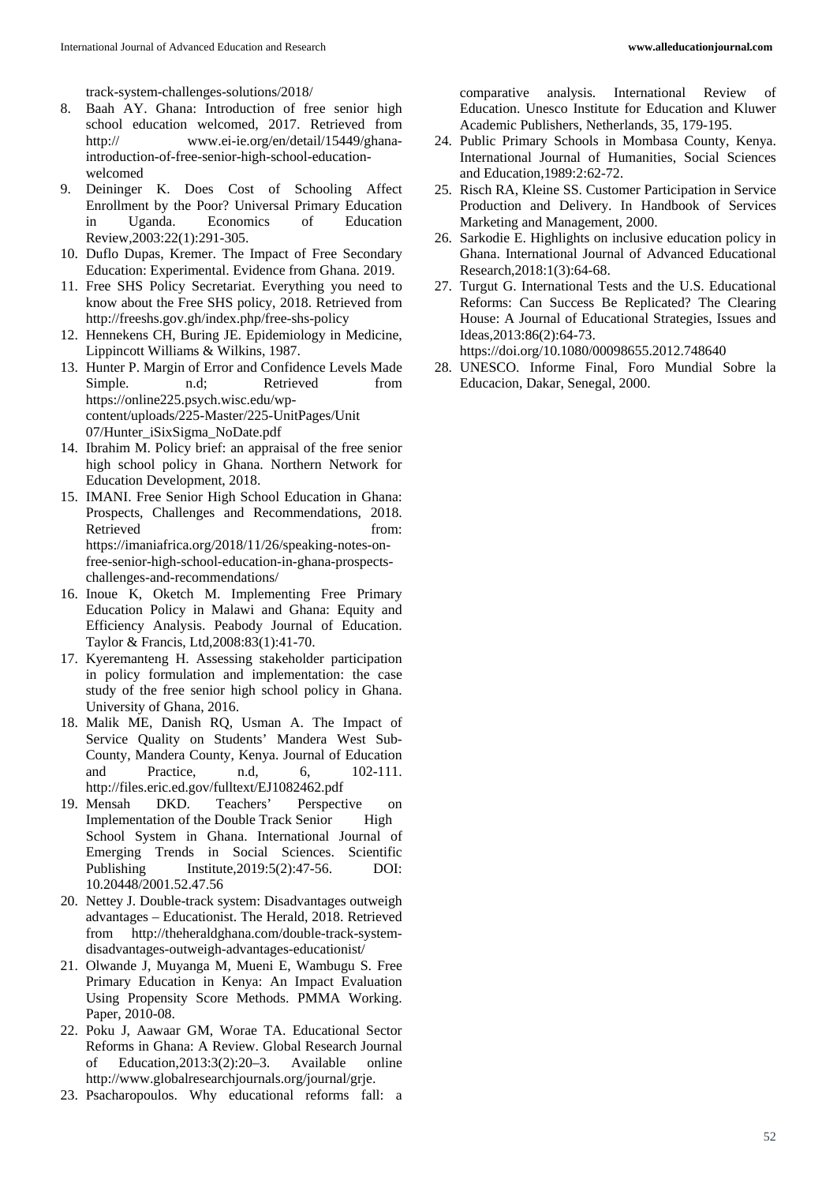track-system-challenges-solutions/2018/

8. Baah AY. Ghana: Introduction of free senior high school education welcomed, 2017. Retrieved from http:// www.ei-ie.org/en/detail/15449/ghana-introduction-of-free-senior-high-school-education-welcomed
9. Deininger K. Does Cost of Schooling Affect Enrollment by the Poor? Universal Primary Education in Uganda. Economics of Education Review,2003:22(1):291-305.
10. Duflo Dupas, Kremer. The Impact of Free Secondary Education: Experimental. Evidence from Ghana. 2019.
11. Free SHS Policy Secretariat. Everything you need to know about the Free SHS policy, 2018. Retrieved from http://freeshs.gov.gh/index.php/free-shs-policy
12. Hennekens CH, Buring JE. Epidemiology in Medicine, Lippincott Williams & Wilkins, 1987.
13. Hunter P. Margin of Error and Confidence Levels Made Simple. n.d; Retrieved from https://online225.psych.wisc.edu/wp-content/uploads/225-Master/225-UnitPages/Unit 07/Hunter_iSixSigma_NoDate.pdf
14. Ibrahim M. Policy brief: an appraisal of the free senior high school policy in Ghana. Northern Network for Education Development, 2018.
15. IMANI. Free Senior High School Education in Ghana: Prospects, Challenges and Recommendations, 2018. Retrieved from: https://imaniafrica.org/2018/11/26/speaking-notes-on-free-senior-high-school-education-in-ghana-prospects-challenges-and-recommendations/
16. Inoue K, Oketch M. Implementing Free Primary Education Policy in Malawi and Ghana: Equity and Efficiency Analysis. Peabody Journal of Education. Taylor & Francis, Ltd,2008:83(1):41-70.
17. Kyeremanteng H. Assessing stakeholder participation in policy formulation and implementation: the case study of the free senior high school policy in Ghana. University of Ghana, 2016.
18. Malik ME, Danish RQ, Usman A. The Impact of Service Quality on Students' Mandera West Sub-County, Mandera County, Kenya. Journal of Education and Practice, n.d, 6, 102-111. http://files.eric.ed.gov/fulltext/EJ1082462.pdf
19. Mensah DKD. Teachers' Perspective on Implementation of the Double Track Senior High School System in Ghana. International Journal of Emerging Trends in Social Sciences. Scientific Publishing Institute,2019:5(2):47-56. DOI: 10.20448/2001.52.47.56
20. Nettey J. Double-track system: Disadvantages outweigh advantages – Educationist. The Herald, 2018. Retrieved from http://theheraldghana.com/double-track-system-disadvantages-outweigh-advantages-educationist/
21. Olwande J, Muyanga M, Mueni E, Wambugu S. Free Primary Education in Kenya: An Impact Evaluation Using Propensity Score Methods. PMMA Working. Paper, 2010-08.
22. Poku J, Aawaar GM, Worae TA. Educational Sector Reforms in Ghana: A Review. Global Research Journal of Education,2013:3(2):20–3. Available online http://www.globalresearchjournals.org/journal/grje.
23. Psacharopoulos. Why educational reforms fall: a comparative analysis. International Review of Education. Unesco Institute for Education and Kluwer Academic Publishers, Netherlands, 35, 179-195.
24. Public Primary Schools in Mombasa County, Kenya. International Journal of Humanities, Social Sciences and Education,1989:2:62-72.
25. Risch RA, Kleine SS. Customer Participation in Service Production and Delivery. In Handbook of Services Marketing and Management, 2000.
26. Sarkodie E. Highlights on inclusive education policy in Ghana. International Journal of Advanced Educational Research,2018:1(3):64-68.
27. Turgut G. International Tests and the U.S. Educational Reforms: Can Success Be Replicated? The Clearing House: A Journal of Educational Strategies, Issues and Ideas,2013:86(2):64-73. https://doi.org/10.1080/00098655.2012.748640
28. UNESCO. Informe Final, Foro Mundial Sobre la Educacion, Dakar, Senegal, 2000.